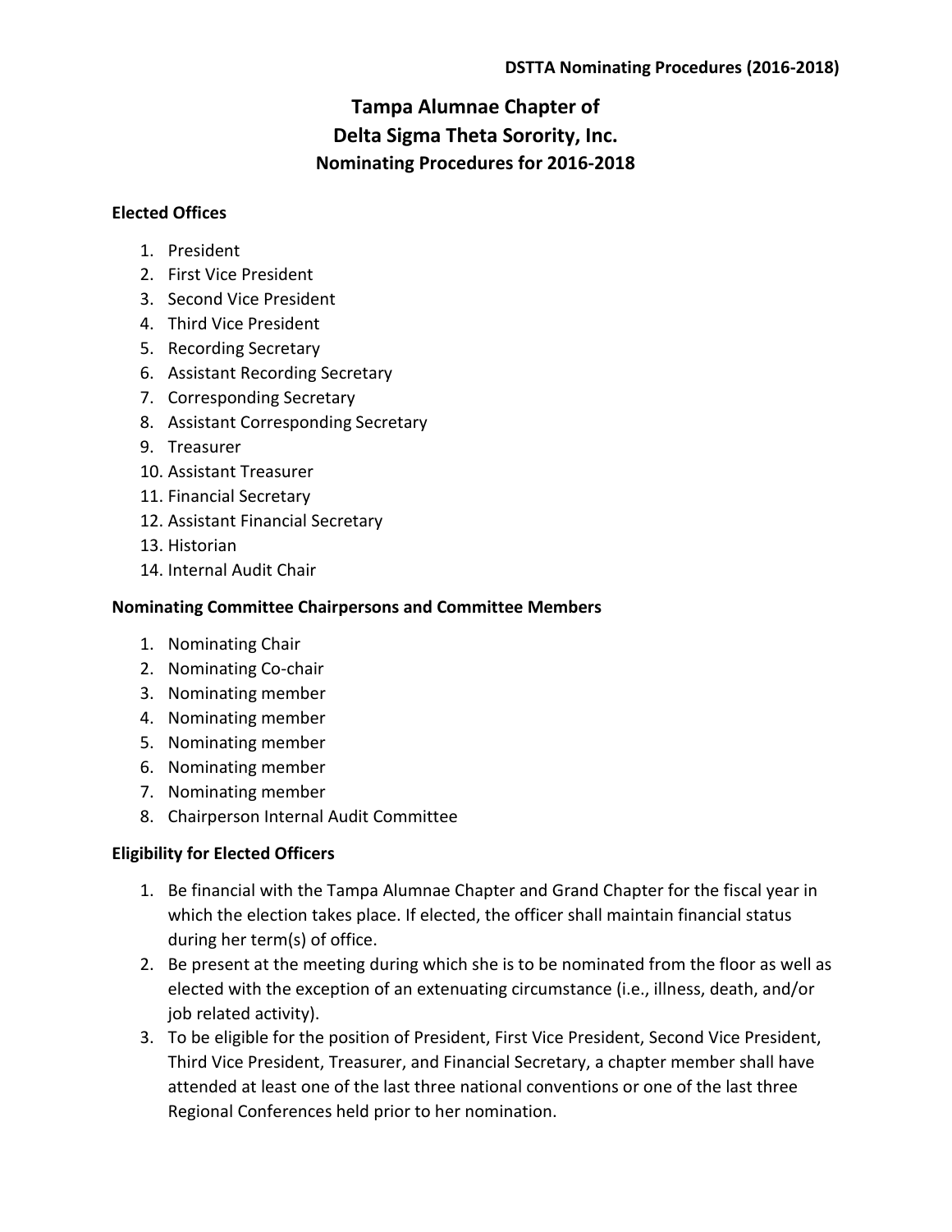# Tampa Alumnae Chapter of Delta Sigma Theta Sorority, Inc. Nominating Procedures for 2016-2018

### Elected Offices

1. President
2. First Vice President
3. Second Vice President
4. Third Vice President
5. Recording Secretary
6. Assistant Recording Secretary
7. Corresponding Secretary
8. Assistant Corresponding Secretary
9. Treasurer
10. Assistant Treasurer
11. Financial Secretary
12. Assistant Financial Secretary
13. Historian
14. Internal Audit Chair

### Nominating Committee Chairpersons and Committee Members

1. Nominating Chair
2. Nominating Co-chair
3. Nominating member
4. Nominating member
5. Nominating member
6. Nominating member
7. Nominating member
8. Chairperson Internal Audit Committee

### Eligibility for Elected Officers

1. Be financial with the Tampa Alumnae Chapter and Grand Chapter for the fiscal year in which the election takes place. If elected, the officer shall maintain financial status during her term(s) of office.
2. Be present at the meeting during which she is to be nominated from the floor as well as elected with the exception of an extenuating circumstance (i.e., illness, death, and/or job related activity).
3. To be eligible for the position of President, First Vice President, Second Vice President, Third Vice President, Treasurer, and Financial Secretary, a chapter member shall have attended at least one of the last three national conventions or one of the last three Regional Conferences held prior to her nomination.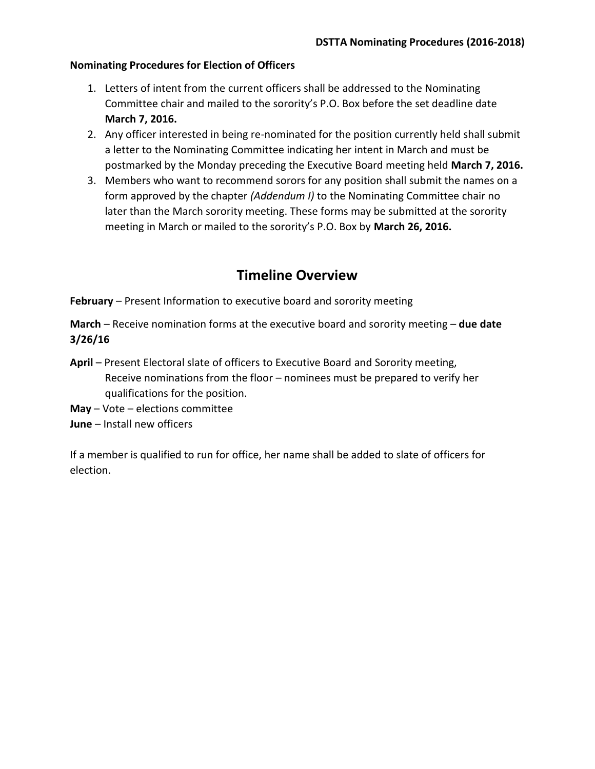**DSTTA Nominating Procedures (2016-2018)**

**Nominating Procedures for Election of Officers**

1. Letters of intent from the current officers shall be addressed to the Nominating Committee chair and mailed to the sorority's P.O. Box before the set deadline date **March 7, 2016.**
2. Any officer interested in being re-nominated for the position currently held shall submit a letter to the Nominating Committee indicating her intent in March and must be postmarked by the Monday preceding the Executive Board meeting held **March 7, 2016.**
3. Members who want to recommend sorors for any position shall submit the names on a form approved by the chapter *(Addendum I)* to the Nominating Committee chair no later than the March sorority meeting. These forms may be submitted at the sorority meeting in March or mailed to the sorority's P.O. Box by **March 26, 2016.**

## Timeline Overview

**February** – Present Information to executive board and sorority meeting

**March** – Receive nomination forms at the executive board and sorority meeting – **due date 3/26/16**

**April** – Present Electoral slate of officers to Executive Board and Sorority meeting, Receive nominations from the floor – nominees must be prepared to verify her qualifications for the position.

**May** – Vote – elections committee

**June** – Install new officers

If a member is qualified to run for office, her name shall be added to slate of officers for election.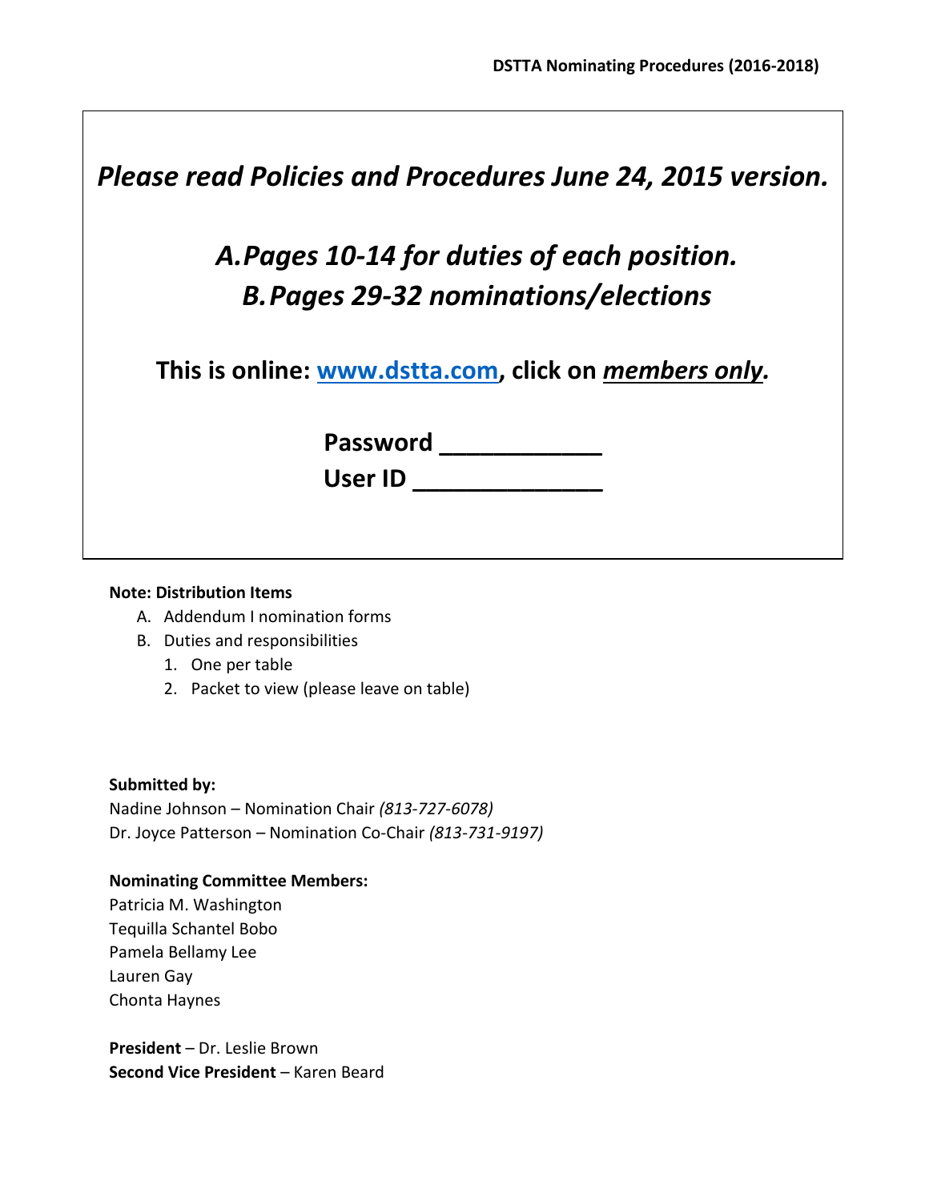**Please read Policies and Procedures June 24, 2015 version.**

***A. Pages 10-14 for duties of each position.***
***B. Pages 29-32 nominations/elections***

**This is online: [www.dstta.com](http://www.dstta.com), click on *members only.***

**Password ____________**
**User ID ______________**

**Note: Distribution Items**

A. Addendum I nomination forms
B. Duties and responsibilities
   1. One per table
   2. Packet to view (please leave on table)

**Submitted by:**
Nadine Johnson – Nomination Chair *(813-727-6078)*
Dr. Joyce Patterson – Nomination Co-Chair *(813-731-9197)*

**Nominating Committee Members:**
Patricia M. Washington
Tequilla Schantel Bobo
Pamela Bellamy Lee
Lauren Gay
Chonta Haynes

**President** – Dr. Leslie Brown
**Second Vice President** – Karen Beard